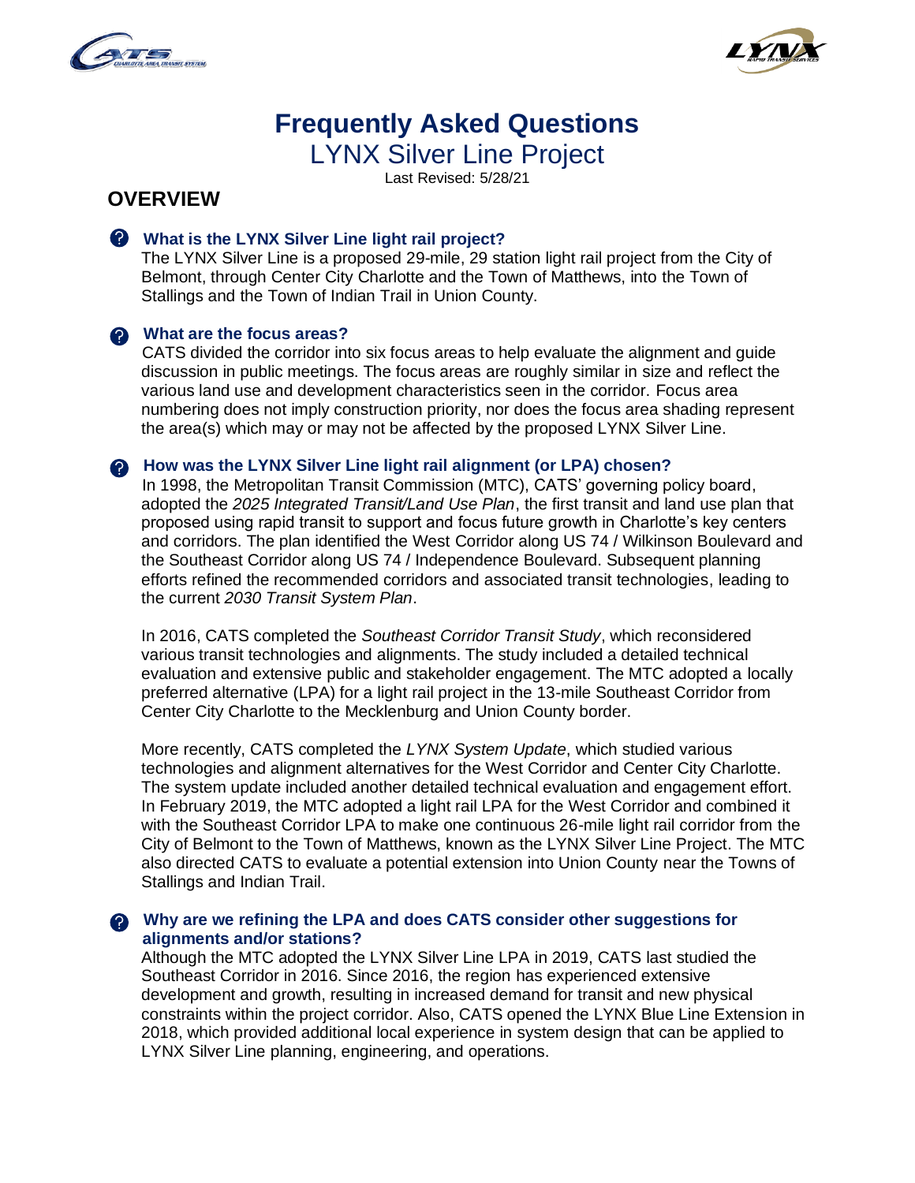# Frequently Asked Questions

## LYNX Silver Line Project

Last Revised: 5/28/21

## OVERVIEW

### What is the LYNX Silver Line light rail project?

The LYNX Silver Line is a proposed 29-mile, 29 station light rail project from the City of Belmont, through Center City Charlotte and the Town of Matthews, into the Town of Stallings and the Town of Indian Trail in Union County.

### What are the focus areas?

CATS divided the corridor into six focus areas to help evaluate the alignment and guide discussion in public meetings. The focus areas are roughly similar in size and reflect the various land use and development characteristics seen in the corridor. Focus area numbering does not imply construction priority, nor does the focus area shading represent the area(s) which may or may not be affected by the proposed LYNX Silver Line.

### How was the LYNX Silver Line light rail alignment (or LPA) chosen?

In 1998, the Metropolitan Transit Commission (MTC), CATS' governing policy board, adopted the *2025 Integrated Transit/Land Use Plan*, the first transit and land use plan that proposed using rapid transit to support and focus future growth in Charlotte's key centers and corridors. The plan identified the West Corridor along US 74 / Wilkinson Boulevard and the Southeast Corridor along US 74 / Independence Boulevard. Subsequent planning efforts refined the recommended corridors and associated transit technologies, leading to the current *2030 Transit System Plan*.

In 2016, CATS completed the *Southeast Corridor Transit Study*, which reconsidered various transit technologies and alignments. The study included a detailed technical evaluation and extensive public and stakeholder engagement. The MTC adopted a locally preferred alternative (LPA) for a light rail project in the 13-mile Southeast Corridor from Center City Charlotte to the Mecklenburg and Union County border.

More recently, CATS completed the *LYNX System Update*, which studied various technologies and alignment alternatives for the West Corridor and Center City Charlotte. The system update included another detailed technical evaluation and engagement effort. In February 2019, the MTC adopted a light rail LPA for the West Corridor and combined it with the Southeast Corridor LPA to make one continuous 26-mile light rail corridor from the City of Belmont to the Town of Matthews, known as the LYNX Silver Line Project. The MTC also directed CATS to evaluate a potential extension into Union County near the Towns of Stallings and Indian Trail.

### Why are we refining the LPA and does CATS consider other suggestions for alignments and/or stations?

Although the MTC adopted the LYNX Silver Line LPA in 2019, CATS last studied the Southeast Corridor in 2016. Since 2016, the region has experienced extensive development and growth, resulting in increased demand for transit and new physical constraints within the project corridor. Also, CATS opened the LYNX Blue Line Extension in 2018, which provided additional local experience in system design that can be applied to LYNX Silver Line planning, engineering, and operations.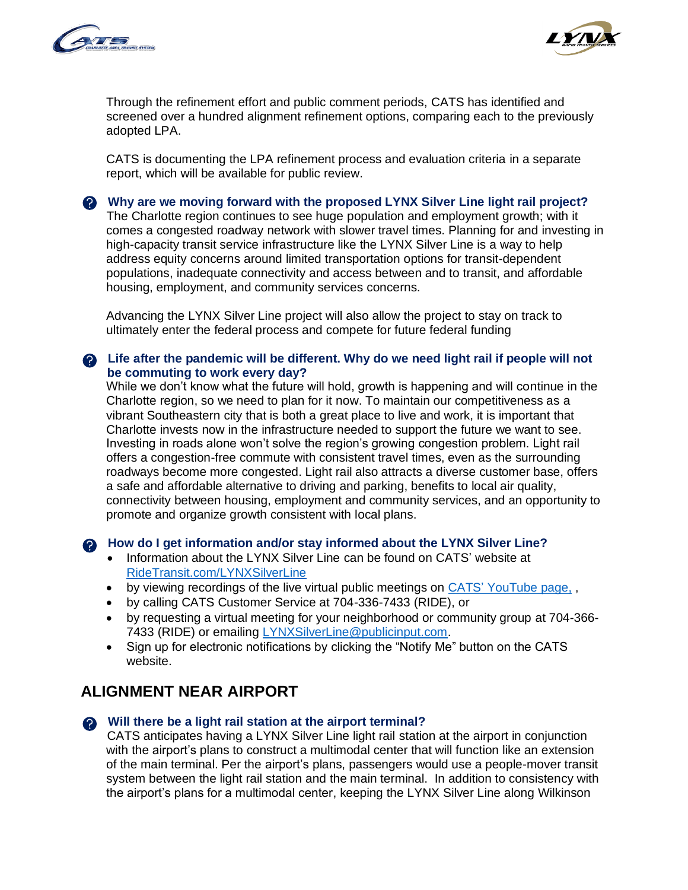Through the refinement effort and public comment periods, CATS has identified and screened over a hundred alignment refinement options, comparing each to the previously adopted LPA.

CATS is documenting the LPA refinement process and evaluation criteria in a separate report, which will be available for public review.

**Why are we moving forward with the proposed LYNX Silver Line light rail project?**

The Charlotte region continues to see huge population and employment growth; with it comes a congested roadway network with slower travel times. Planning for and investing in high-capacity transit service infrastructure like the LYNX Silver Line is a way to help address equity concerns around limited transportation options for transit-dependent populations, inadequate connectivity and access between and to transit, and affordable housing, employment, and community services concerns.

Advancing the LYNX Silver Line project will also allow the project to stay on track to ultimately enter the federal process and compete for future federal funding

**Life after the pandemic will be different. Why do we need light rail if people will not be commuting to work every day?**

While we don't know what the future will hold, growth is happening and will continue in the Charlotte region, so we need to plan for it now. To maintain our competitiveness as a vibrant Southeastern city that is both a great place to live and work, it is important that Charlotte invests now in the infrastructure needed to support the future we want to see. Investing in roads alone won't solve the region's growing congestion problem. Light rail offers a congestion-free commute with consistent travel times, even as the surrounding roadways become more congested. Light rail also attracts a diverse customer base, offers a safe and affordable alternative to driving and parking, benefits to local air quality, connectivity between housing, employment and community services, and an opportunity to promote and organize growth consistent with local plans.

**How do I get information and/or stay informed about the LYNX Silver Line?**

- Information about the LYNX Silver Line can be found on CATS' website at RideTransit.com/LYNXSilverLine
- by viewing recordings of the live virtual public meetings on CATS' YouTube page, ,
- by calling CATS Customer Service at 704-336-7433 (RIDE), or
- by requesting a virtual meeting for your neighborhood or community group at 704-366-7433 (RIDE) or emailing LYNXSilverLine@publicinput.com.
- Sign up for electronic notifications by clicking the "Notify Me" button on the CATS website.

## ALIGNMENT NEAR AIRPORT

**Will there be a light rail station at the airport terminal?**

CATS anticipates having a LYNX Silver Line light rail station at the airport in conjunction with the airport's plans to construct a multimodal center that will function like an extension of the main terminal. Per the airport's plans, passengers would use a people-mover transit system between the light rail station and the main terminal. In addition to consistency with the airport's plans for a multimodal center, keeping the LYNX Silver Line along Wilkinson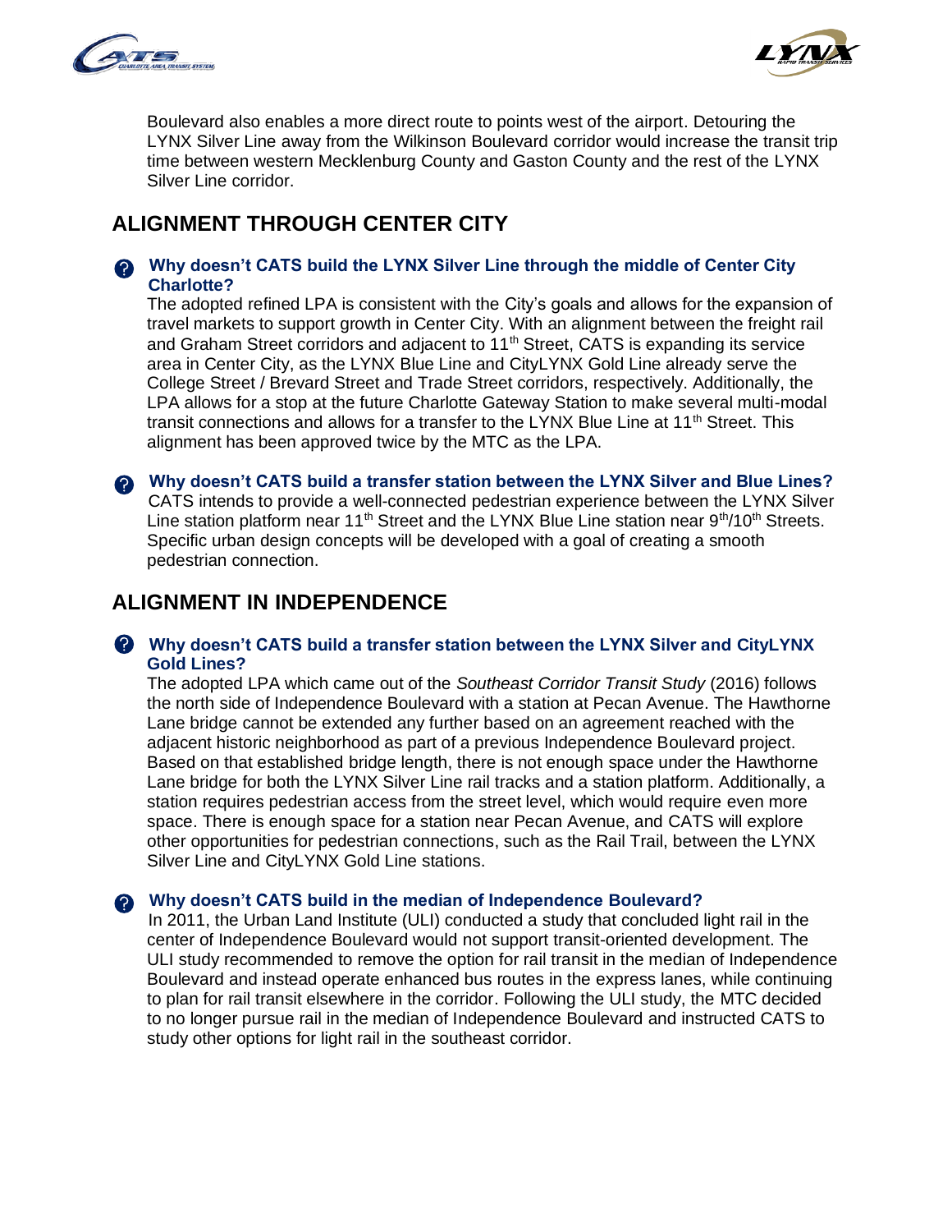Boulevard also enables a more direct route to points west of the airport. Detouring the LYNX Silver Line away from the Wilkinson Boulevard corridor would increase the transit trip time between western Mecklenburg County and Gaston County and the rest of the LYNX Silver Line corridor.

## ALIGNMENT THROUGH CENTER CITY

### Why doesn't CATS build the LYNX Silver Line through the middle of Center City Charlotte?

The adopted refined LPA is consistent with the City's goals and allows for the expansion of travel markets to support growth in Center City. With an alignment between the freight rail and Graham Street corridors and adjacent to 11th Street, CATS is expanding its service area in Center City, as the LYNX Blue Line and CityLYNX Gold Line already serve the College Street / Brevard Street and Trade Street corridors, respectively. Additionally, the LPA allows for a stop at the future Charlotte Gateway Station to make several multi-modal transit connections and allows for a transfer to the LYNX Blue Line at 11th Street. This alignment has been approved twice by the MTC as the LPA.

### Why doesn't CATS build a transfer station between the LYNX Silver and Blue Lines?

CATS intends to provide a well-connected pedestrian experience between the LYNX Silver Line station platform near 11th Street and the LYNX Blue Line station near 9th/10th Streets. Specific urban design concepts will be developed with a goal of creating a smooth pedestrian connection.

## ALIGNMENT IN INDEPENDENCE

### Why doesn't CATS build a transfer station between the LYNX Silver and CityLYNX Gold Lines?

The adopted LPA which came out of the *Southeast Corridor Transit Study* (2016) follows the north side of Independence Boulevard with a station at Pecan Avenue. The Hawthorne Lane bridge cannot be extended any further based on an agreement reached with the adjacent historic neighborhood as part of a previous Independence Boulevard project. Based on that established bridge length, there is not enough space under the Hawthorne Lane bridge for both the LYNX Silver Line rail tracks and a station platform. Additionally, a station requires pedestrian access from the street level, which would require even more space. There is enough space for a station near Pecan Avenue, and CATS will explore other opportunities for pedestrian connections, such as the Rail Trail, between the LYNX Silver Line and CityLYNX Gold Line stations.

### Why doesn't CATS build in the median of Independence Boulevard?

In 2011, the Urban Land Institute (ULI) conducted a study that concluded light rail in the center of Independence Boulevard would not support transit-oriented development. The ULI study recommended to remove the option for rail transit in the median of Independence Boulevard and instead operate enhanced bus routes in the express lanes, while continuing to plan for rail transit elsewhere in the corridor. Following the ULI study, the MTC decided to no longer pursue rail in the median of Independence Boulevard and instructed CATS to study other options for light rail in the southeast corridor.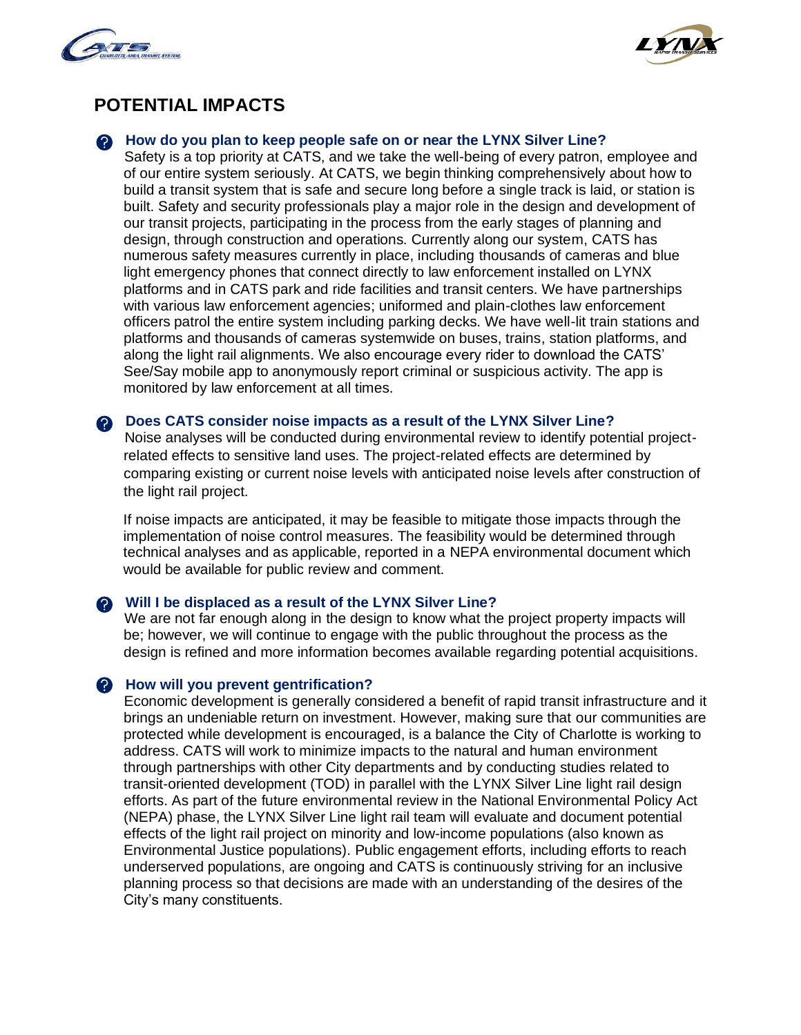## POTENTIAL IMPACTS

### How do you plan to keep people safe on or near the LYNX Silver Line?

Safety is a top priority at CATS, and we take the well-being of every patron, employee and of our entire system seriously. At CATS, we begin thinking comprehensively about how to build a transit system that is safe and secure long before a single track is laid, or station is built. Safety and security professionals play a major role in the design and development of our transit projects, participating in the process from the early stages of planning and design, through construction and operations. Currently along our system, CATS has numerous safety measures currently in place, including thousands of cameras and blue light emergency phones that connect directly to law enforcement installed on LYNX platforms and in CATS park and ride facilities and transit centers. We have partnerships with various law enforcement agencies; uniformed and plain-clothes law enforcement officers patrol the entire system including parking decks. We have well-lit train stations and platforms and thousands of cameras systemwide on buses, trains, station platforms, and along the light rail alignments. We also encourage every rider to download the CATS' See/Say mobile app to anonymously report criminal or suspicious activity. The app is monitored by law enforcement at all times.

### Does CATS consider noise impacts as a result of the LYNX Silver Line?

Noise analyses will be conducted during environmental review to identify potential project-related effects to sensitive land uses. The project-related effects are determined by comparing existing or current noise levels with anticipated noise levels after construction of the light rail project.

If noise impacts are anticipated, it may be feasible to mitigate those impacts through the implementation of noise control measures. The feasibility would be determined through technical analyses and as applicable, reported in a NEPA environmental document which would be available for public review and comment.

### Will I be displaced as a result of the LYNX Silver Line?

We are not far enough along in the design to know what the project property impacts will be; however, we will continue to engage with the public throughout the process as the design is refined and more information becomes available regarding potential acquisitions.

### How will you prevent gentrification?

Economic development is generally considered a benefit of rapid transit infrastructure and it brings an undeniable return on investment. However, making sure that our communities are protected while development is encouraged, is a balance the City of Charlotte is working to address. CATS will work to minimize impacts to the natural and human environment through partnerships with other City departments and by conducting studies related to transit-oriented development (TOD) in parallel with the LYNX Silver Line light rail design efforts. As part of the future environmental review in the National Environmental Policy Act (NEPA) phase, the LYNX Silver Line light rail team will evaluate and document potential effects of the light rail project on minority and low-income populations (also known as Environmental Justice populations). Public engagement efforts, including efforts to reach underserved populations, are ongoing and CATS is continuously striving for an inclusive planning process so that decisions are made with an understanding of the desires of the City's many constituents.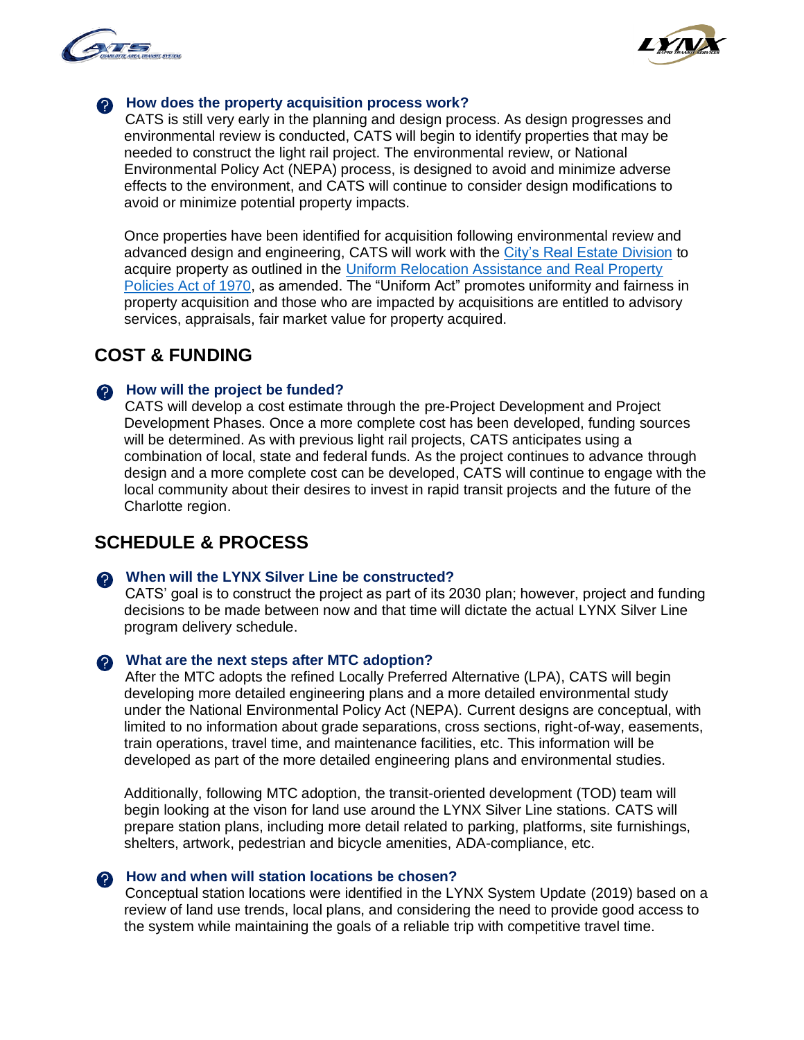### How does the property acquisition process work?

CATS is still very early in the planning and design process. As design progresses and environmental review is conducted, CATS will begin to identify properties that may be needed to construct the light rail project. The environmental review, or National Environmental Policy Act (NEPA) process, is designed to avoid and minimize adverse effects to the environment, and CATS will continue to consider design modifications to avoid or minimize potential property impacts.

Once properties have been identified for acquisition following environmental review and advanced design and engineering, CATS will work with the City's Real Estate Division to acquire property as outlined in the Uniform Relocation Assistance and Real Property Policies Act of 1970, as amended. The "Uniform Act" promotes uniformity and fairness in property acquisition and those who are impacted by acquisitions are entitled to advisory services, appraisals, fair market value for property acquired.

## COST & FUNDING

### How will the project be funded?

CATS will develop a cost estimate through the pre-Project Development and Project Development Phases. Once a more complete cost has been developed, funding sources will be determined. As with previous light rail projects, CATS anticipates using a combination of local, state and federal funds. As the project continues to advance through design and a more complete cost can be developed, CATS will continue to engage with the local community about their desires to invest in rapid transit projects and the future of the Charlotte region.

## SCHEDULE & PROCESS

### When will the LYNX Silver Line be constructed?

CATS' goal is to construct the project as part of its 2030 plan; however, project and funding decisions to be made between now and that time will dictate the actual LYNX Silver Line program delivery schedule.

### What are the next steps after MTC adoption?

After the MTC adopts the refined Locally Preferred Alternative (LPA), CATS will begin developing more detailed engineering plans and a more detailed environmental study under the National Environmental Policy Act (NEPA). Current designs are conceptual, with limited to no information about grade separations, cross sections, right-of-way, easements, train operations, travel time, and maintenance facilities, etc. This information will be developed as part of the more detailed engineering plans and environmental studies.

Additionally, following MTC adoption, the transit-oriented development (TOD) team will begin looking at the vison for land use around the LYNX Silver Line stations. CATS will prepare station plans, including more detail related to parking, platforms, site furnishings, shelters, artwork, pedestrian and bicycle amenities, ADA-compliance, etc.

### How and when will station locations be chosen?

Conceptual station locations were identified in the LYNX System Update (2019) based on a review of land use trends, local plans, and considering the need to provide good access to the system while maintaining the goals of a reliable trip with competitive travel time.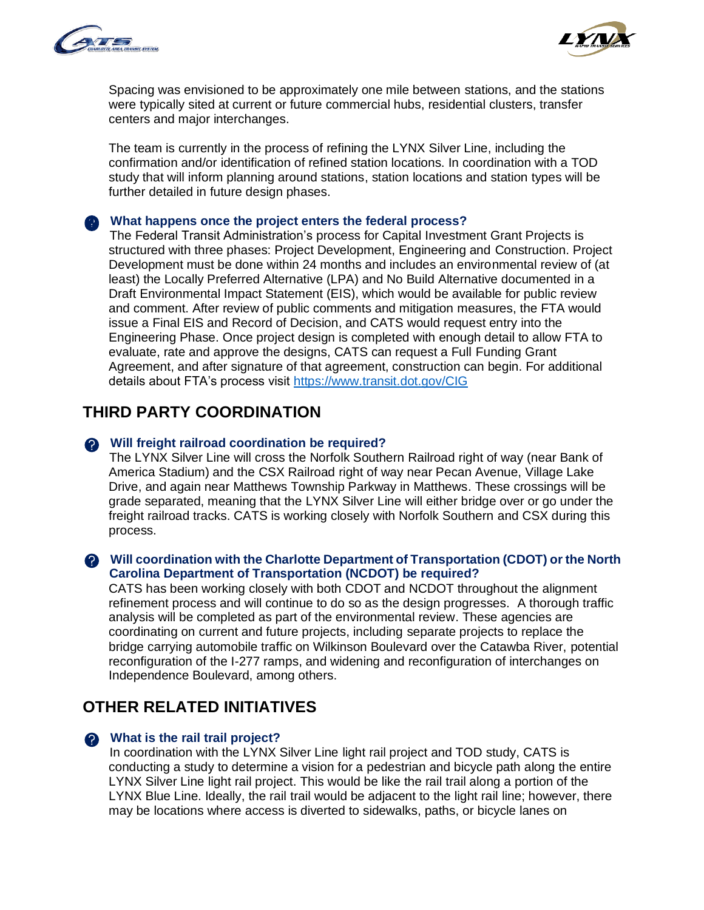Spacing was envisioned to be approximately one mile between stations, and the stations were typically sited at current or future commercial hubs, residential clusters, transfer centers and major interchanges.

The team is currently in the process of refining the LYNX Silver Line, including the confirmation and/or identification of refined station locations. In coordination with a TOD study that will inform planning around stations, station locations and station types will be further detailed in future design phases.

**What happens once the project enters the federal process?**

The Federal Transit Administration's process for Capital Investment Grant Projects is structured with three phases: Project Development, Engineering and Construction. Project Development must be done within 24 months and includes an environmental review of (at least) the Locally Preferred Alternative (LPA) and No Build Alternative documented in a Draft Environmental Impact Statement (EIS), which would be available for public review and comment. After review of public comments and mitigation measures, the FTA would issue a Final EIS and Record of Decision, and CATS would request entry into the Engineering Phase. Once project design is completed with enough detail to allow FTA to evaluate, rate and approve the designs, CATS can request a Full Funding Grant Agreement, and after signature of that agreement, construction can begin. For additional details about FTA's process visit https://www.transit.dot.gov/CIG

## THIRD PARTY COORDINATION

**Will freight railroad coordination be required?**

The LYNX Silver Line will cross the Norfolk Southern Railroad right of way (near Bank of America Stadium) and the CSX Railroad right of way near Pecan Avenue, Village Lake Drive, and again near Matthews Township Parkway in Matthews. These crossings will be grade separated, meaning that the LYNX Silver Line will either bridge over or go under the freight railroad tracks. CATS is working closely with Norfolk Southern and CSX during this process.

**Will coordination with the Charlotte Department of Transportation (CDOT) or the North Carolina Department of Transportation (NCDOT) be required?**

CATS has been working closely with both CDOT and NCDOT throughout the alignment refinement process and will continue to do so as the design progresses. A thorough traffic analysis will be completed as part of the environmental review. These agencies are coordinating on current and future projects, including separate projects to replace the bridge carrying automobile traffic on Wilkinson Boulevard over the Catawba River, potential reconfiguration of the I-277 ramps, and widening and reconfiguration of interchanges on Independence Boulevard, among others.

## OTHER RELATED INITIATIVES

**What is the rail trail project?**

In coordination with the LYNX Silver Line light rail project and TOD study, CATS is conducting a study to determine a vision for a pedestrian and bicycle path along the entire LYNX Silver Line light rail project. This would be like the rail trail along a portion of the LYNX Blue Line. Ideally, the rail trail would be adjacent to the light rail line; however, there may be locations where access is diverted to sidewalks, paths, or bicycle lanes on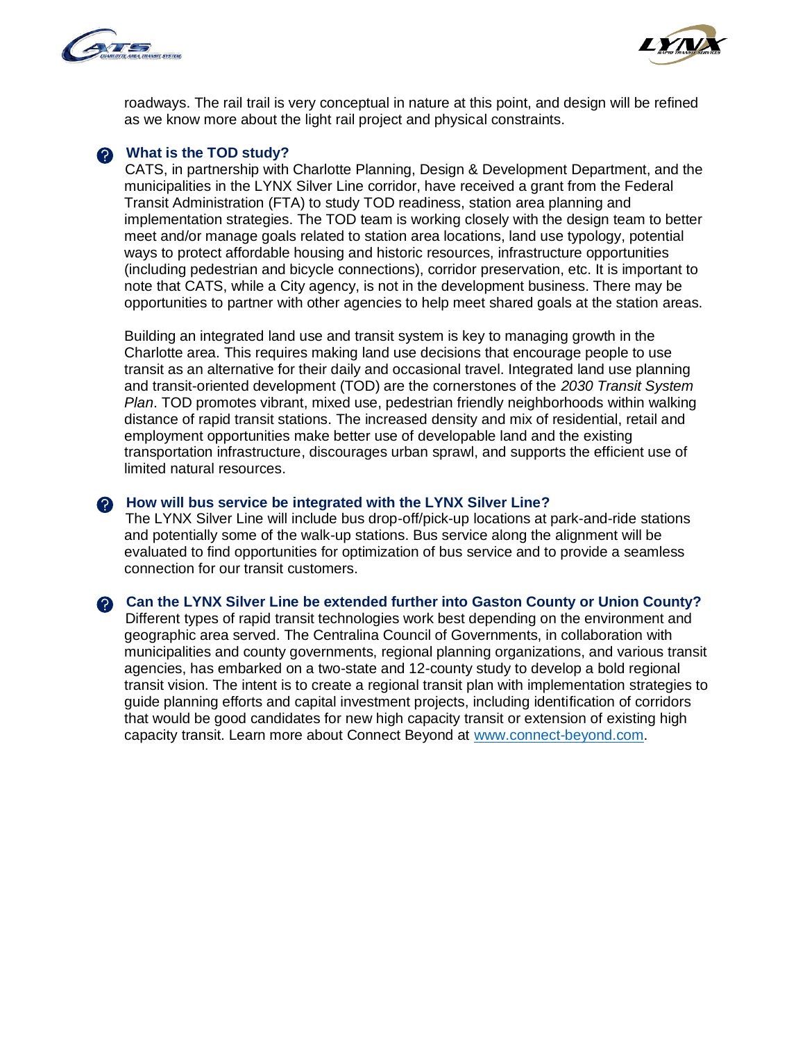roadways. The rail trail is very conceptual in nature at this point, and design will be refined as we know more about the light rail project and physical constraints.

### What is the TOD study?

CATS, in partnership with Charlotte Planning, Design & Development Department, and the municipalities in the LYNX Silver Line corridor, have received a grant from the Federal Transit Administration (FTA) to study TOD readiness, station area planning and implementation strategies. The TOD team is working closely with the design team to better meet and/or manage goals related to station area locations, land use typology, potential ways to protect affordable housing and historic resources, infrastructure opportunities (including pedestrian and bicycle connections), corridor preservation, etc. It is important to note that CATS, while a City agency, is not in the development business. There may be opportunities to partner with other agencies to help meet shared goals at the station areas.

Building an integrated land use and transit system is key to managing growth in the Charlotte area. This requires making land use decisions that encourage people to use transit as an alternative for their daily and occasional travel. Integrated land use planning and transit-oriented development (TOD) are the cornerstones of the *2030 Transit System Plan*. TOD promotes vibrant, mixed use, pedestrian friendly neighborhoods within walking distance of rapid transit stations. The increased density and mix of residential, retail and employment opportunities make better use of developable land and the existing transportation infrastructure, discourages urban sprawl, and supports the efficient use of limited natural resources.

### How will bus service be integrated with the LYNX Silver Line?

The LYNX Silver Line will include bus drop-off/pick-up locations at park-and-ride stations and potentially some of the walk-up stations. Bus service along the alignment will be evaluated to find opportunities for optimization of bus service and to provide a seamless connection for our transit customers.

### Can the LYNX Silver Line be extended further into Gaston County or Union County?

Different types of rapid transit technologies work best depending on the environment and geographic area served. The Centralina Council of Governments, in collaboration with municipalities and county governments, regional planning organizations, and various transit agencies, has embarked on a two-state and 12-county study to develop a bold regional transit vision. The intent is to create a regional transit plan with implementation strategies to guide planning efforts and capital investment projects, including identification of corridors that would be good candidates for new high capacity transit or extension of existing high capacity transit. Learn more about Connect Beyond at [www.connect-beyond.com](http://www.connect-beyond.com).